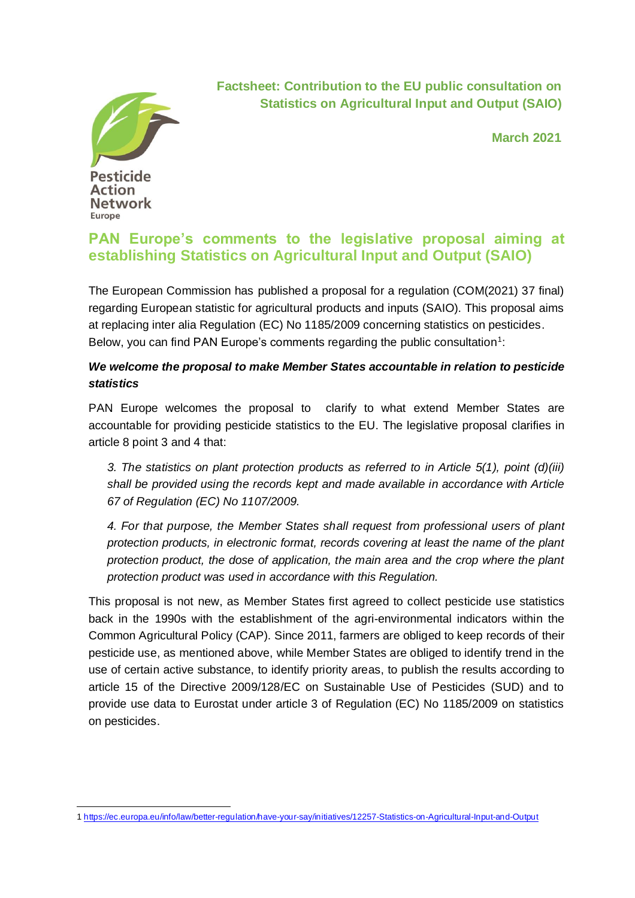Pesticide Action Network Europe

**Factsheet: Contribution to the EU public consultation on Statistics on Agricultural Input and Output (SAIO)**

**March 2021**

# PAN Europe's comments to the legislative proposal aiming at establishing Statistics on Agricultural Input and Output (SAIO)

The European Commission has published a proposal for a regulation (COM(2021) 37 final) regarding European statistic for agricultural products and inputs (SAIO). This proposal aims at replacing inter alia Regulation (EC) No 1185/2009 concerning statistics on pesticides. Below, you can find PAN Europe's comments regarding the public consultation[1]:

### *We welcome the proposal to make Member States accountable in relation to pesticide statistics*

PAN Europe welcomes the proposal to clarify to what extend Member States are accountable for providing pesticide statistics to the EU. The legislative proposal clarifies in article 8 point 3 and 4 that:

> *3. The statistics on plant protection products as referred to in Article 5(1), point (d)(iii) shall be provided using the records kept and made available in accordance with Article 67 of Regulation (EC) No 1107/2009.*
>
> *4. For that purpose, the Member States shall request from professional users of plant protection products, in electronic format, records covering at least the name of the plant protection product, the dose of application, the main area and the crop where the plant protection product was used in accordance with this Regulation.*

This proposal is not new, as Member States first agreed to collect pesticide use statistics back in the 1990s with the establishment of the agri-environmental indicators within the Common Agricultural Policy (CAP). Since 2011, farmers are obliged to keep records of their pesticide use, as mentioned above, while Member States are obliged to identify trend in the use of certain active substance, to identify priority areas, to publish the results according to article 15 of the Directive 2009/128/EC on Sustainable Use of Pesticides (SUD) and to provide use data to Eurostat under article 3 of Regulation (EC) No 1185/2009 on statistics on pesticides.

---

[1] https://ec.europa.eu/info/law/better-regulation/have-your-say/initiatives/12257-Statistics-on-Agricultural-Input-and-Output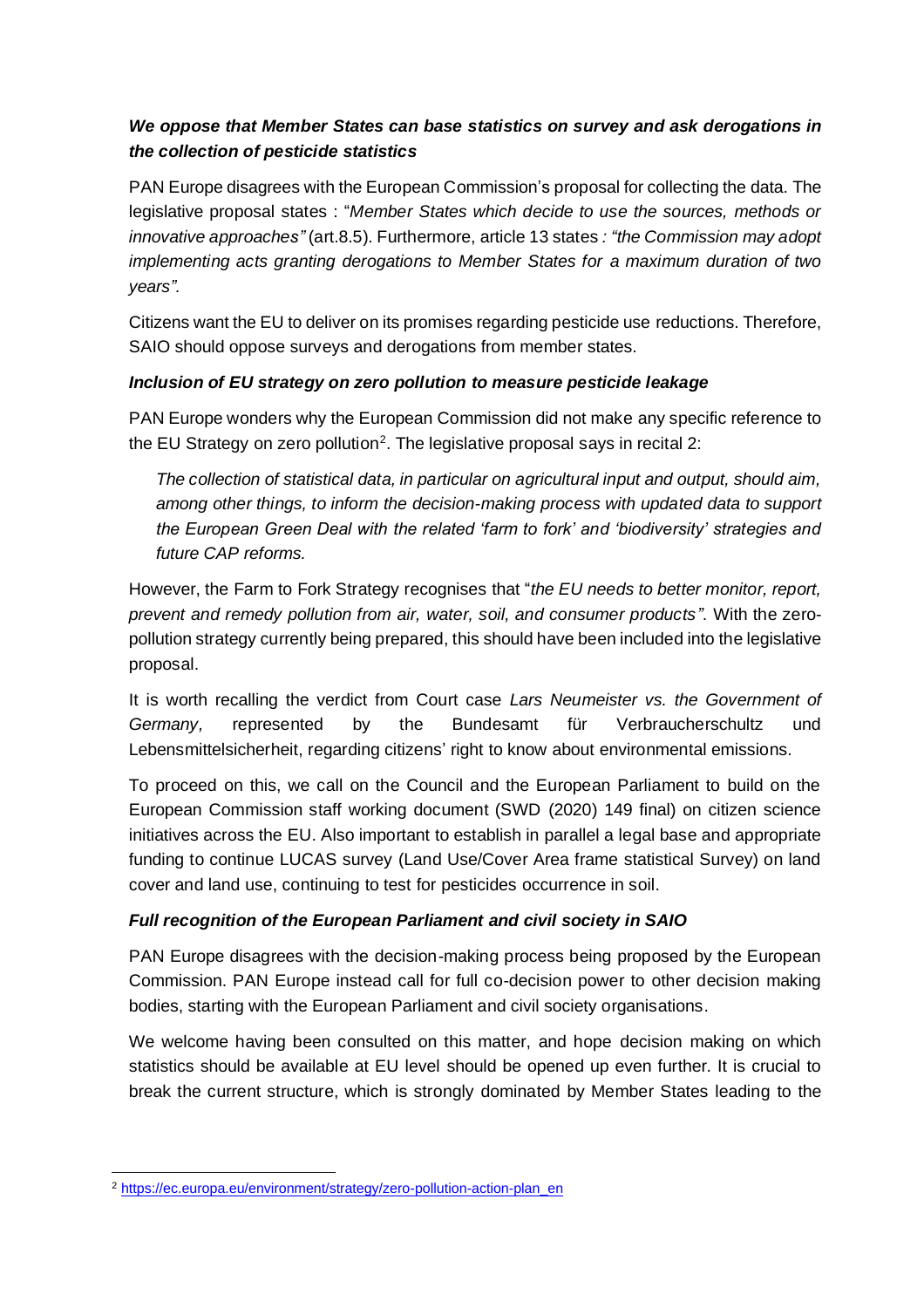***We oppose that Member States can base statistics on survey and ask derogations in the collection of pesticide statistics***

PAN Europe disagrees with the European Commission's proposal for collecting the data. The legislative proposal states : "*Member States which decide to use the sources, methods or innovative approaches"* (art.8.5). Furthermore, article 13 states *: "the Commission may adopt implementing acts granting derogations to Member States for a maximum duration of two years".*

Citizens want the EU to deliver on its promises regarding pesticide use reductions. Therefore, SAIO should oppose surveys and derogations from member states.

***Inclusion of EU strategy on zero pollution to measure pesticide leakage***

PAN Europe wonders why the European Commission did not make any specific reference to the EU Strategy on zero pollution[2]. The legislative proposal says in recital 2:

> *The collection of statistical data, in particular on agricultural input and output, should aim, among other things, to inform the decision-making process with updated data to support the European Green Deal with the related 'farm to fork' and 'biodiversity' strategies and future CAP reforms.*

However, the Farm to Fork Strategy recognises that "*the EU needs to better monitor, report, prevent and remedy pollution from air, water, soil, and consumer products"*. With the zero-pollution strategy currently being prepared, this should have been included into the legislative proposal.

It is worth recalling the verdict from Court case *Lars Neumeister vs. the Government of Germany,* represented by the Bundesamt für Verbraucherschultz und Lebensmittelsicherheit, regarding citizens' right to know about environmental emissions.

To proceed on this, we call on the Council and the European Parliament to build on the European Commission staff working document (SWD (2020) 149 final) on citizen science initiatives across the EU. Also important to establish in parallel a legal base and appropriate funding to continue LUCAS survey (Land Use/Cover Area frame statistical Survey) on land cover and land use, continuing to test for pesticides occurrence in soil.

***Full recognition of the European Parliament and civil society in SAIO***

PAN Europe disagrees with the decision-making process being proposed by the European Commission. PAN Europe instead call for full co-decision power to other decision making bodies, starting with the European Parliament and civil society organisations.

We welcome having been consulted on this matter, and hope decision making on which statistics should be available at EU level should be opened up even further. It is crucial to break the current structure, which is strongly dominated by Member States leading to the

---

[2] https://ec.europa.eu/environment/strategy/zero-pollution-action-plan_en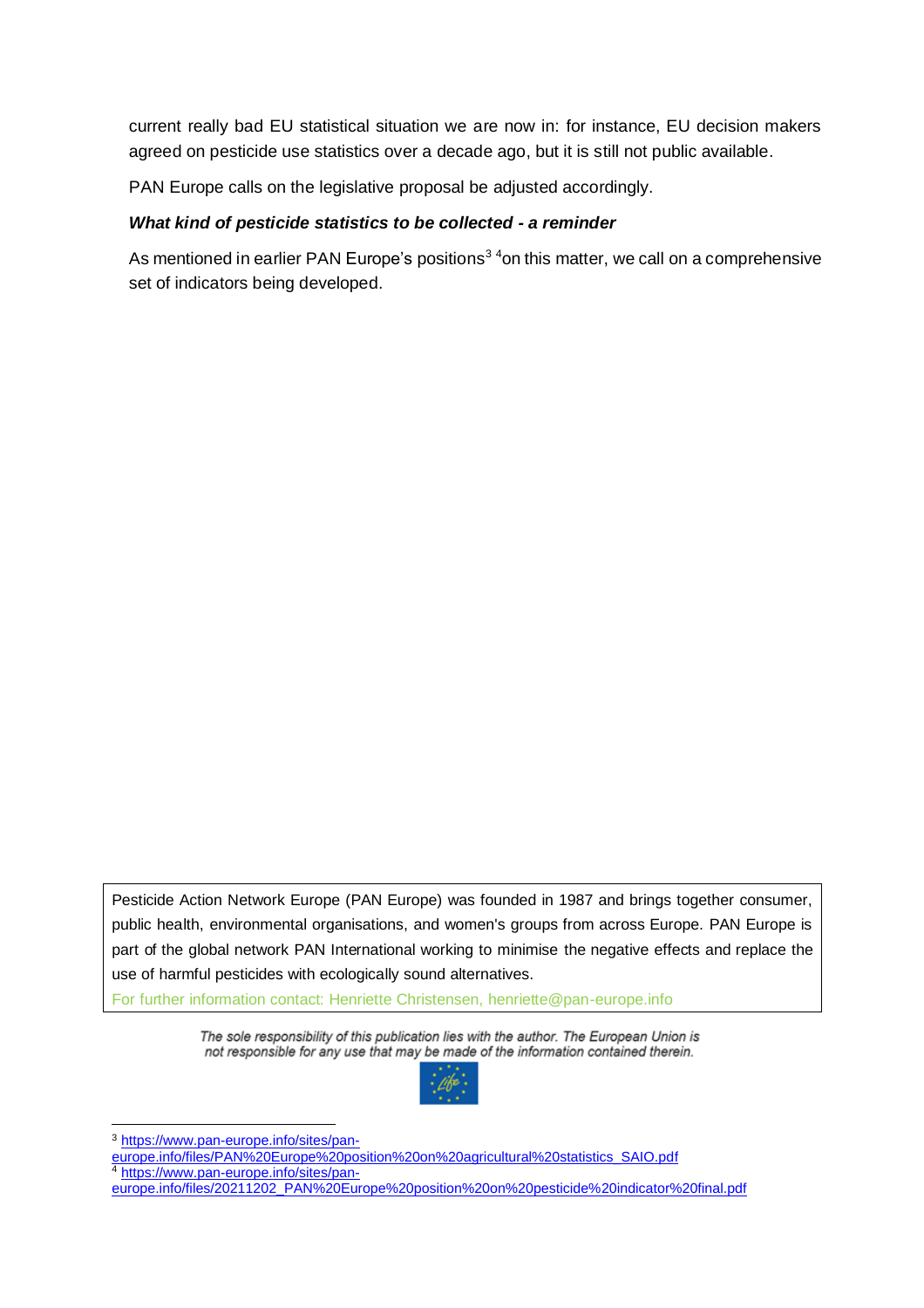current really bad EU statistical situation we are now in: for instance, EU decision makers agreed on pesticide use statistics over a decade ago, but it is still not public available.

PAN Europe calls on the legislative proposal be adjusted accordingly.

***What kind of pesticide statistics to be collected - a reminder***

As mentioned in earlier PAN Europe's positions[3] [4]on this matter, we call on a comprehensive set of indicators being developed.

Pesticide Action Network Europe (PAN Europe) was founded in 1987 and brings together consumer, public health, environmental organisations, and women's groups from across Europe. PAN Europe is part of the global network PAN International working to minimise the negative effects and replace the use of harmful pesticides with ecologically sound alternatives.

For further information contact: Henriette Christensen, henriette@pan-europe.info

*The sole responsibility of this publication lies with the author. The European Union is not responsible for any use that may be made of the information contained therein.*

[3] https://www.pan-europe.info/sites/pan-europe.info/files/PAN%20Europe%20position%20on%20agricultural%20statistics_SAIO.pdf

[4] https://www.pan-europe.info/sites/pan-europe.info/files/20211202_PAN%20Europe%20position%20on%20pesticide%20indicator%20final.pdf